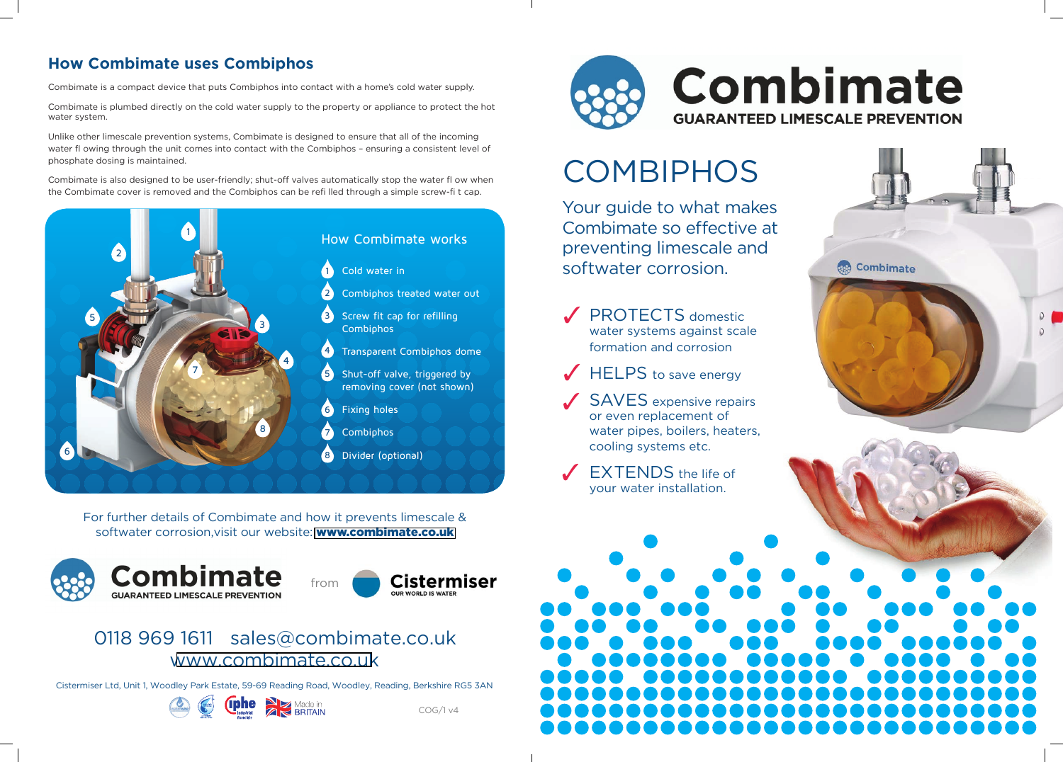## How Combimate uses Combiphos

Combimate is a compact device that puts Combiphos into contact with a home's cold water supply.

Combimate is plumbed directly on the cold water supply to the property or appliance to protect the hot water system.

Unlike other limescale prevention systems, Combimate is designed to ensure that all of the incoming water fl owing through the unit comes into contact with the Combiphos – ensuring a consistent level of phosphate dosing is maintained.

Combimate is also designed to be user-friendly; shut-off valves automatically stop the water fl ow when the Combimate cover is removed and the Combiphos can be refi lled through a simple screw-fi t cap.

### How Combimate works

1. Cold water in
2. Combiphos treated water out
3. Screw fit cap for refilling Combiphos
4. Transparent Combiphos dome
5. Shut-off valve, triggered by removing cover (not shown)
6. Fixing holes
7. Combiphos
8. Divider (optional)

For further details of Combimate and how it prevents limescale & softwater corrosion,visit our website: www.combimate.co.uk

**Combimate** GUARANTEED LIMESCALE PREVENTION from **Cistermiser** OUR WORLD IS WATER

0118 969 1611 sales@combimate.co.uk
www.combimate.co.uk

Cistermiser Ltd, Unit 1, Woodley Park Estate, 59-69 Reading Road, Woodley, Reading, Berkshire RG5 3AN

Made in BRITAIN

COG/1 v4

# Combimate

**GUARANTEED LIMESCALE PREVENTION**

# COMBIPHOS

Your guide to what makes Combimate so effective at preventing limescale and softwater corrosion.

- ✓ PROTECTS domestic water systems against scale formation and corrosion
- ✓ HELPS to save energy
- ✓ SAVES expensive repairs or even replacement of water pipes, boilers, heaters, cooling systems etc.
- ✓ EXTENDS the life of your water installation.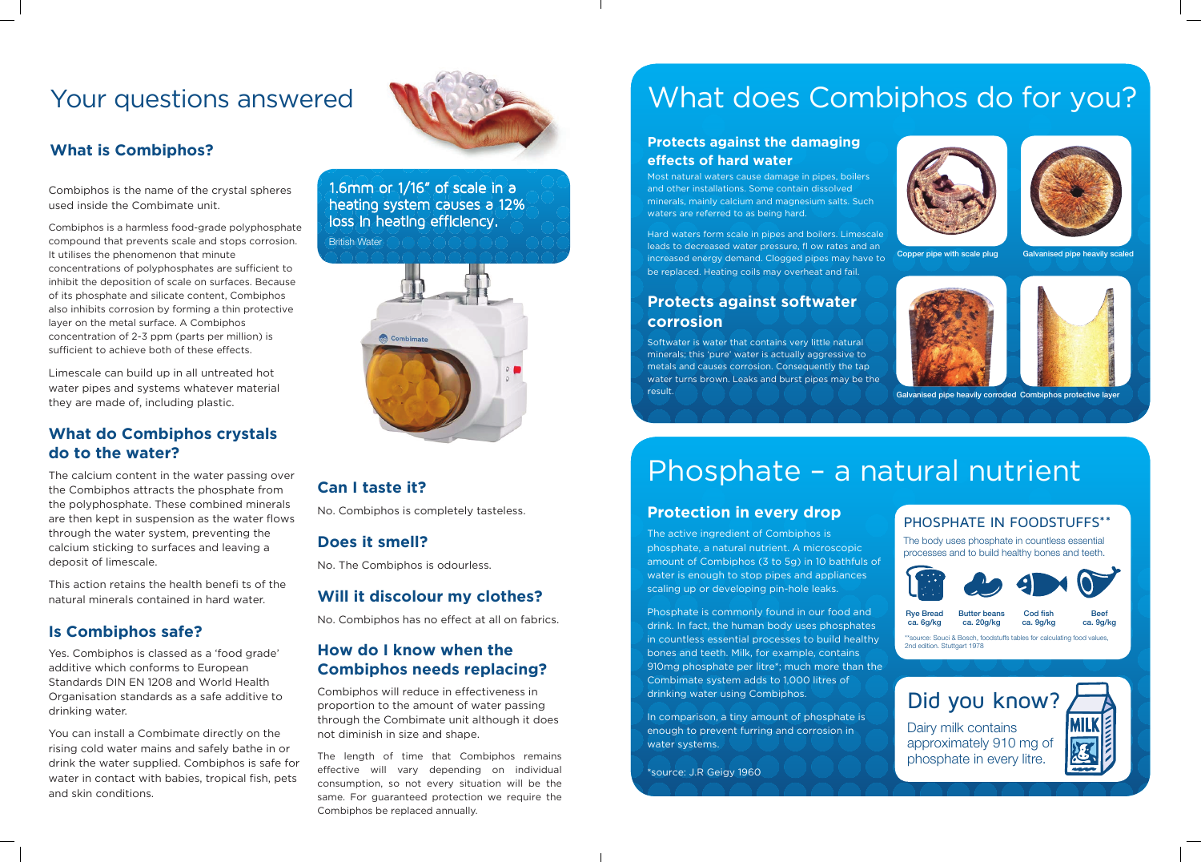# Your questions answered

## What is Combiphos?

Combiphos is the name of the crystal spheres used inside the Combimate unit.

Combiphos is a harmless food-grade polyphosphate compound that prevents scale and stops corrosion. It utilises the phenomenon that minute concentrations of polyphosphates are sufficient to inhibit the deposition of scale on surfaces. Because of its phosphate and silicate content, Combiphos also inhibits corrosion by forming a thin protective layer on the metal surface. A Combiphos concentration of 2-3 ppm (parts per million) is sufficient to achieve both of these effects.

Limescale can build up in all untreated hot water pipes and systems whatever material they are made of, including plastic.

## What do Combiphos crystals do to the water?

The calcium content in the water passing over the Combiphos attracts the phosphate from the polyphosphate. These combined minerals are then kept in suspension as the water flows through the water system, preventing the calcium sticking to surfaces and leaving a deposit of limescale.

This action retains the health benefi ts of the natural minerals contained in hard water.

## Is Combiphos safe?

Yes. Combiphos is classed as a 'food grade' additive which conforms to European Standards DIN EN 1208 and World Health Organisation standards as a safe additive to drinking water.

You can install a Combimate directly on the rising cold water mains and safely bathe in or drink the water supplied. Combiphos is safe for water in contact with babies, tropical fish, pets and skin conditions.

1.6mm or 1/16" of scale in a heating system causes a 12% loss in heating efficiency.

British Water

## Can I taste it?

No. Combiphos is completely tasteless.

## Does it smell?

No. The Combiphos is odourless.

## Will it discolour my clothes?

No. Combiphos has no effect at all on fabrics.

## How do I know when the Combiphos needs replacing?

Combiphos will reduce in effectiveness in proportion to the amount of water passing through the Combimate unit although it does not diminish in size and shape.

The length of time that Combiphos remains effective will vary depending on individual consumption, so not every situation will be the same. For guaranteed protection we require the Combiphos be replaced annually.

# What does Combiphos do for you?

## Protects against the damaging effects of hard water

Most natural waters cause damage in pipes, boilers and other installations. Some contain dissolved minerals, mainly calcium and magnesium salts. Such waters are referred to as being hard.

Hard waters form scale in pipes and boilers. Limescale leads to decreased water pressure, fl ow rates and an increased energy demand. Clogged pipes may have to be replaced. Heating coils may overheat and fail.

## Protects against softwater corrosion

Softwater is water that contains very little natural minerals; this 'pure' water is actually aggressive to metals and causes corrosion. Consequently the tap water turns brown. Leaks and burst pipes may be the result.

Copper pipe with scale plug

Galvanised pipe heavily scaled

Galvanised pipe heavily corroded

Combiphos protective layer

# Phosphate – a natural nutrient

## Protection in every drop

The active ingredient of Combiphos is phosphate, a natural nutrient. A microscopic amount of Combiphos (3 to 5g) in 10 bathfuls of water is enough to stop pipes and appliances scaling up or developing pin-hole leaks.

Phosphate is commonly found in our food and drink. In fact, the human body uses phosphates in countless essential processes to build healthy bones and teeth. Milk, for example, contains 910mg phosphate per litre*; much more than the Combimate system adds to 1,000 litres of drinking water using Combiphos.

In comparison, a tiny amount of phosphate is enough to prevent furring and corrosion in water systems.

*source: J.R Geigy 1960

### PHOSPHATE IN FOODSTUFFS**

The body uses phosphate in countless essential processes and to build healthy bones and teeth.

Rye Bread ca. 6g/kg

Butter beans ca. 20g/kg

Cod fish ca. 9g/kg

Beef ca. 9g/kg

**source: Souci & Bosch, foodstuffs tables for calculating food values, 2nd edition. Stuttgart 1978

### Did you know?

Dairy milk contains approximately 910 mg of phosphate in every litre.